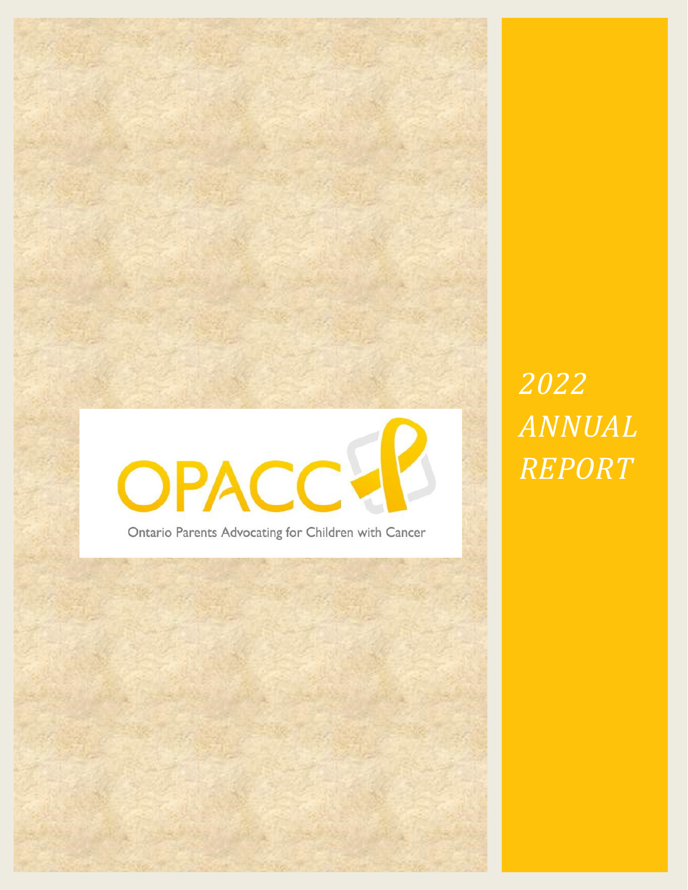OPACC

Ontario Parents Advocating for Children with Cancer

# *2022 ANNUAL REPORT*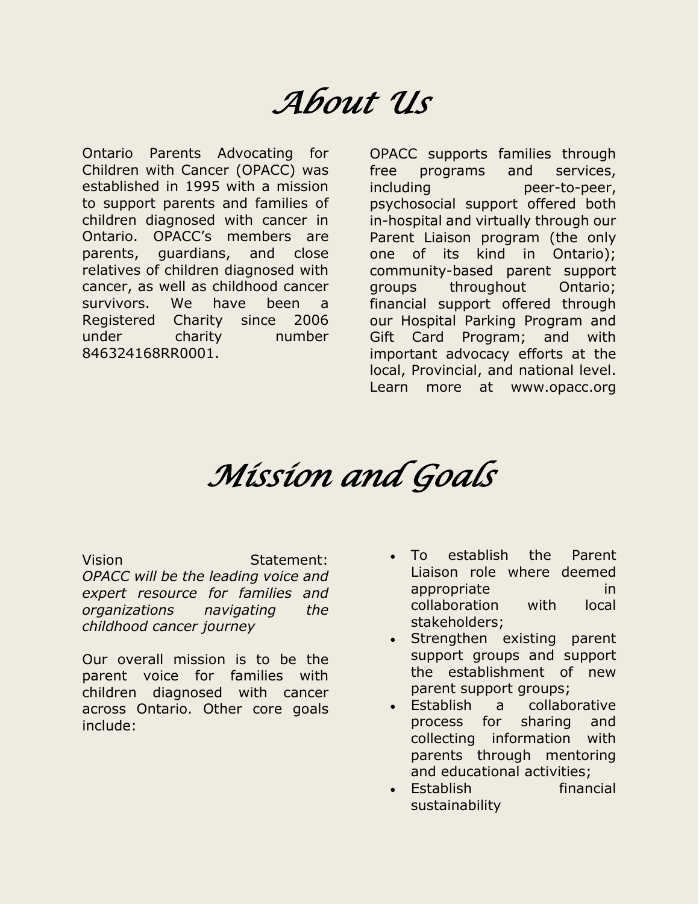# About Us

Ontario Parents Advocating for Children with Cancer (OPACC) was established in 1995 with a mission to support parents and families of children diagnosed with cancer in Ontario. OPACC's members are parents, guardians, and close relatives of children diagnosed with cancer, as well as childhood cancer survivors. We have been a Registered Charity since 2006 under charity number 846324168RR0001.

OPACC supports families through free programs and services, including peer-to-peer, psychosocial support offered both in-hospital and virtually through our Parent Liaison program (the only one of its kind in Ontario); community-based parent support groups throughout Ontario; financial support offered through our Hospital Parking Program and Gift Card Program; and with important advocacy efforts at the local, Provincial, and national level. Learn more at www.opacc.org

# Mission and Goals

Vision Statement: *OPACC will be the leading voice and expert resource for families and organizations navigating the childhood cancer journey*

Our overall mission is to be the parent voice for families with children diagnosed with cancer across Ontario. Other core goals include:

- To establish the Parent Liaison role where deemed appropriate in collaboration with local stakeholders;
- Strengthen existing parent support groups and support the establishment of new parent support groups;
- Establish a collaborative process for sharing and collecting information with parents through mentoring and educational activities;
- Establish financial sustainability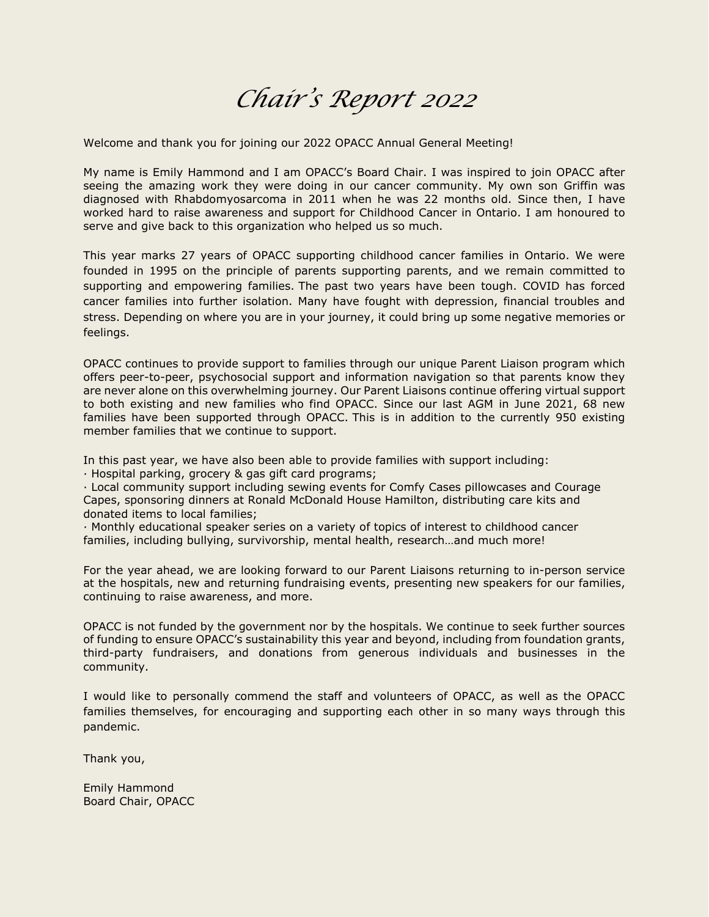# *Chair's Report 2022*

Welcome and thank you for joining our 2022 OPACC Annual General Meeting!

My name is Emily Hammond and I am OPACC's Board Chair. I was inspired to join OPACC after seeing the amazing work they were doing in our cancer community. My own son Griffin was diagnosed with Rhabdomyosarcoma in 2011 when he was 22 months old. Since then, I have worked hard to raise awareness and support for Childhood Cancer in Ontario. I am honoured to serve and give back to this organization who helped us so much.

This year marks 27 years of OPACC supporting childhood cancer families in Ontario. We were founded in 1995 on the principle of parents supporting parents, and we remain committed to supporting and empowering families. The past two years have been tough. COVID has forced cancer families into further isolation. Many have fought with depression, financial troubles and stress. Depending on where you are in your journey, it could bring up some negative memories or feelings.

OPACC continues to provide support to families through our unique Parent Liaison program which offers peer-to-peer, psychosocial support and information navigation so that parents know they are never alone on this overwhelming journey. Our Parent Liaisons continue offering virtual support to both existing and new families who find OPACC. Since our last AGM in June 2021, 68 new families have been supported through OPACC. This is in addition to the currently 950 existing member families that we continue to support.

In this past year, we have also been able to provide families with support including:

- Hospital parking, grocery & gas gift card programs;
- Local community support including sewing events for Comfy Cases pillowcases and Courage Capes, sponsoring dinners at Ronald McDonald House Hamilton, distributing care kits and donated items to local families;
- Monthly educational speaker series on a variety of topics of interest to childhood cancer families, including bullying, survivorship, mental health, research…and much more!

For the year ahead, we are looking forward to our Parent Liaisons returning to in-person service at the hospitals, new and returning fundraising events, presenting new speakers for our families, continuing to raise awareness, and more.

OPACC is not funded by the government nor by the hospitals. We continue to seek further sources of funding to ensure OPACC's sustainability this year and beyond, including from foundation grants, third-party fundraisers, and donations from generous individuals and businesses in the community.

I would like to personally commend the staff and volunteers of OPACC, as well as the OPACC families themselves, for encouraging and supporting each other in so many ways through this pandemic.

Thank you,

Emily Hammond
Board Chair, OPACC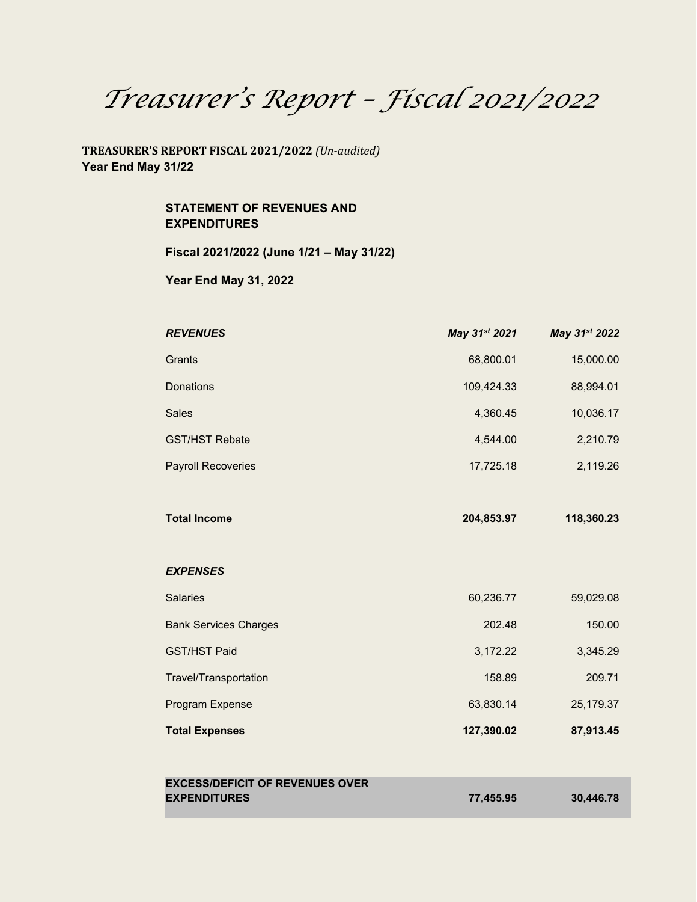# *Treasurer's Report – Fiscal 2021/2022*

**TREASURER'S REPORT FISCAL 2021/2022** *(Un-audited)*
**Year End May 31/22**

**STATEMENT OF REVENUES AND EXPENDITURES**

**Fiscal 2021/2022 (June 1/21 – May 31/22)**

**Year End May 31, 2022**

| ***REVENUES*** | ***May 31st 2021*** | ***May 31st 2022*** |
|---|---|---|
| Grants | 68,800.01 | 15,000.00 |
| Donations | 109,424.33 | 88,994.01 |
| Sales | 4,360.45 | 10,036.17 |
| GST/HST Rebate | 4,544.00 | 2,210.79 |
| Payroll Recoveries | 17,725.18 | 2,119.26 |
| **Total Income** | **204,853.97** | **118,360.23** |
| ***EXPENSES*** | | |
| Salaries | 60,236.77 | 59,029.08 |
| Bank Services Charges | 202.48 | 150.00 |
| GST/HST Paid | 3,172.22 | 3,345.29 |
| Travel/Transportation | 158.89 | 209.71 |
| Program Expense | 63,830.14 | 25,179.37 |
| **Total Expenses** | **127,390.02** | **87,913.45** |
| **EXCESS/DEFICIT OF REVENUES OVER EXPENDITURES** | **77,455.95** | **30,446.78** |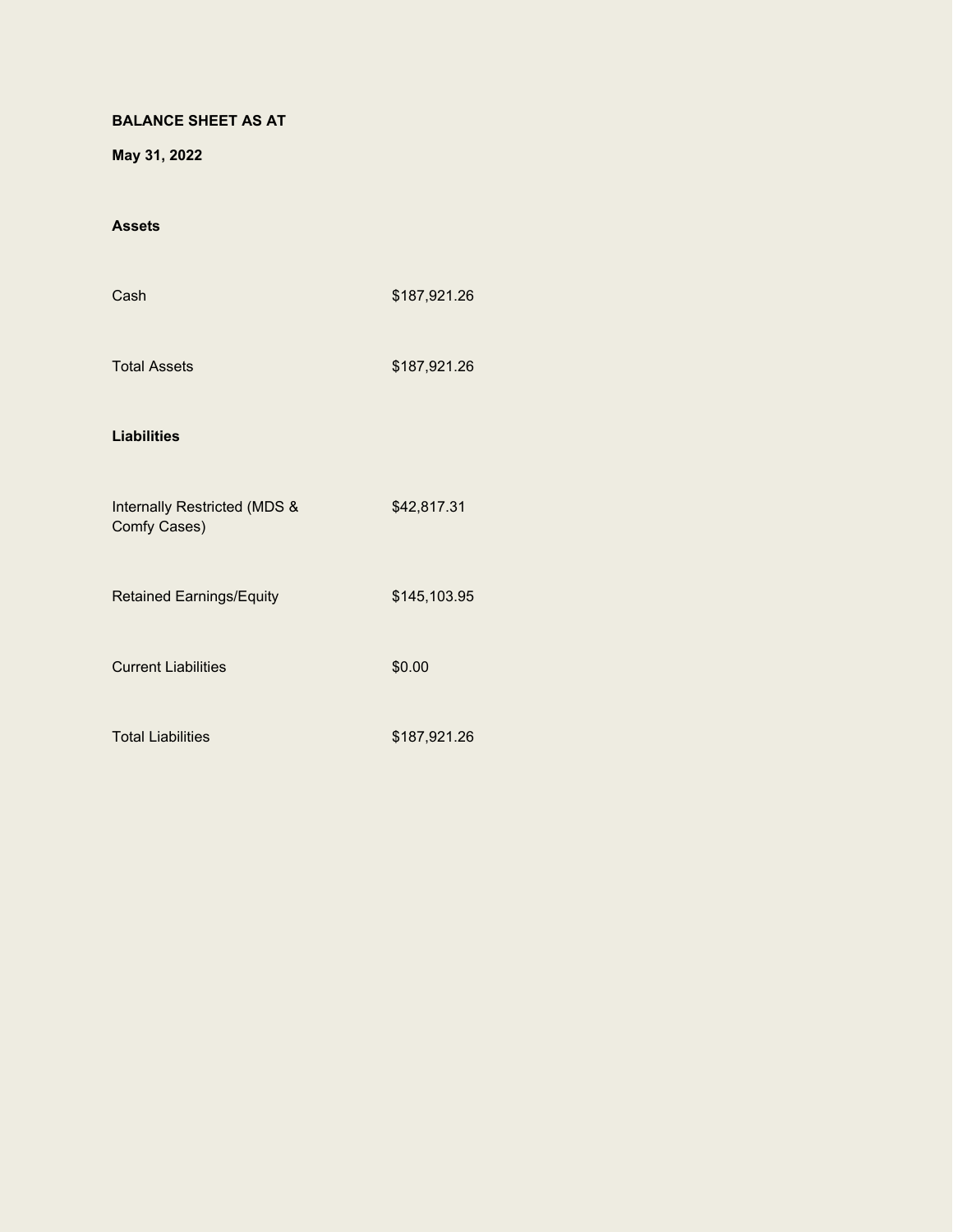**BALANCE SHEET AS AT**

**May 31, 2022**

**Assets**

| | |
|---|---|
| Cash | $187,921.26 |
| Total Assets | $187,921.26 |

**Liabilities**

| | |
|---|---|
| Internally Restricted (MDS & Comfy Cases) | $42,817.31 |
| Retained Earnings/Equity | $145,103.95 |
| Current Liabilities | $0.00 |
| Total Liabilities | $187,921.26 |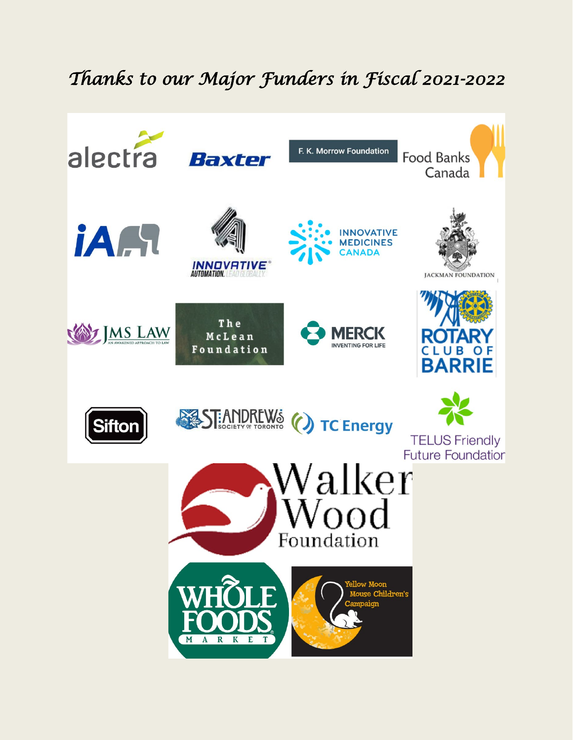# *Thanks to our Major Funders in Fiscal 2021-2022*

alectra

Baxter

F. K. Morrow Foundation

Food Banks Canada

iA

INNOVATIVE AUTOMATION. LEAD GLOBALLY.

INNOVATIVE MEDICINES CANADA

JACKMAN FOUNDATION

JMS LAW AN AWAKENED APPROACH TO LAW

The McLean Foundation

MERCK INVENTING FOR LIFE

ROTARY CLUB OF BARRIE

Sifton

ST. ANDREW'S SOCIETY OF TORONTO

TC Energy

TELUS Friendly Future Foundation

Walker Wood Foundation

WHOLE FOODS MARKET

Yellow Moon Mouse Children's Campaign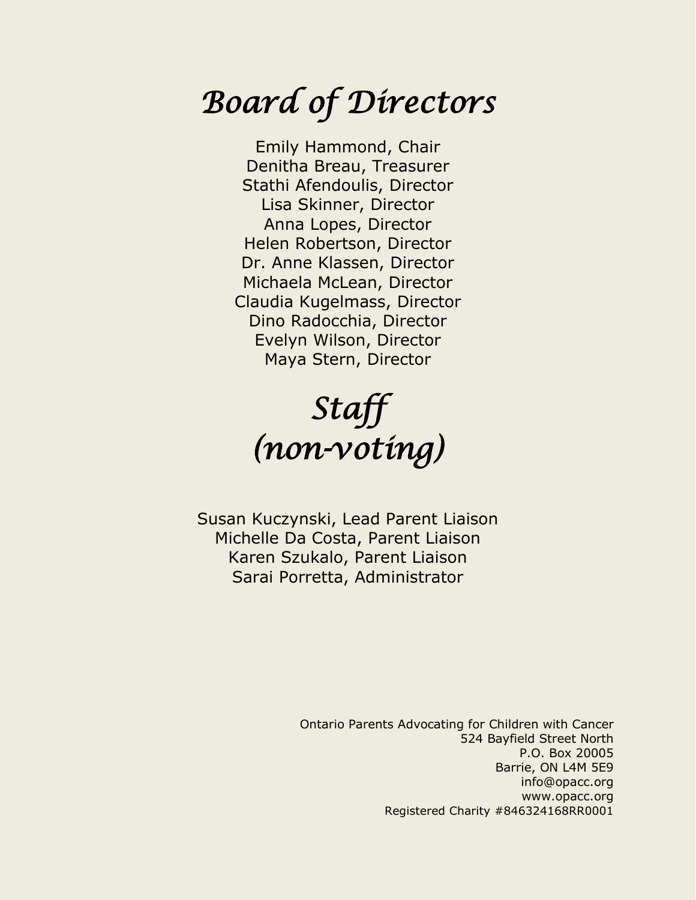# *Board of Directors*

Emily Hammond, Chair
Denitha Breau, Treasurer
Stathi Afendoulis, Director
Lisa Skinner, Director
Anna Lopes, Director
Helen Robertson, Director
Dr. Anne Klassen, Director
Michaela McLean, Director
Claudia Kugelmass, Director
Dino Radocchia, Director
Evelyn Wilson, Director
Maya Stern, Director

# *Staff (non-voting)*

Susan Kuczynski, Lead Parent Liaison
Michelle Da Costa, Parent Liaison
Karen Szukalo, Parent Liaison
Sarai Porretta, Administrator

Ontario Parents Advocating for Children with Cancer
524 Bayfield Street North
P.O. Box 20005
Barrie, ON L4M 5E9
info@opacc.org
www.opacc.org
Registered Charity #846324168RR0001